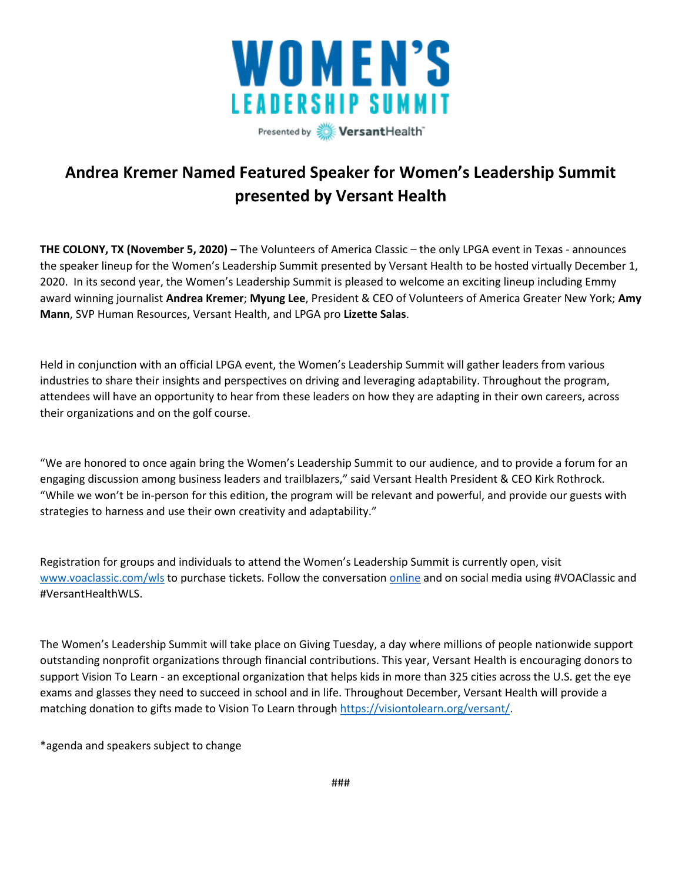# WOMEN'S LEADERSHIP SUMMIT

Presented by VersantHealth

## Andrea Kremer Named Featured Speaker for Women's Leadership Summit presented by Versant Health

**THE COLONY, TX (November 5, 2020) –** The Volunteers of America Classic – the only LPGA event in Texas - announces the speaker lineup for the Women's Leadership Summit presented by Versant Health to be hosted virtually December 1, 2020. In its second year, the Women's Leadership Summit is pleased to welcome an exciting lineup including Emmy award winning journalist **Andrea Kremer**; **Myung Lee**, President & CEO of Volunteers of America Greater New York; **Amy Mann**, SVP Human Resources, Versant Health, and LPGA pro **Lizette Salas**.

Held in conjunction with an official LPGA event, the Women's Leadership Summit will gather leaders from various industries to share their insights and perspectives on driving and leveraging adaptability. Throughout the program, attendees will have an opportunity to hear from these leaders on how they are adapting in their own careers, across their organizations and on the golf course.

"We are honored to once again bring the Women's Leadership Summit to our audience, and to provide a forum for an engaging discussion among business leaders and trailblazers," said Versant Health President & CEO Kirk Rothrock. "While we won't be in-person for this edition, the program will be relevant and powerful, and provide our guests with strategies to harness and use their own creativity and adaptability."

Registration for groups and individuals to attend the Women's Leadership Summit is currently open, visit www.voaclassic.com/wls to purchase tickets. Follow the conversation online and on social media using #VOAClassic and #VersantHealthWLS.

The Women's Leadership Summit will take place on Giving Tuesday, a day where millions of people nationwide support outstanding nonprofit organizations through financial contributions. This year, Versant Health is encouraging donors to support Vision To Learn - an exceptional organization that helps kids in more than 325 cities across the U.S. get the eye exams and glasses they need to succeed in school and in life. Throughout December, Versant Health will provide a matching donation to gifts made to Vision To Learn through https://visiontolearn.org/versant/.

*agenda and speakers subject to change

###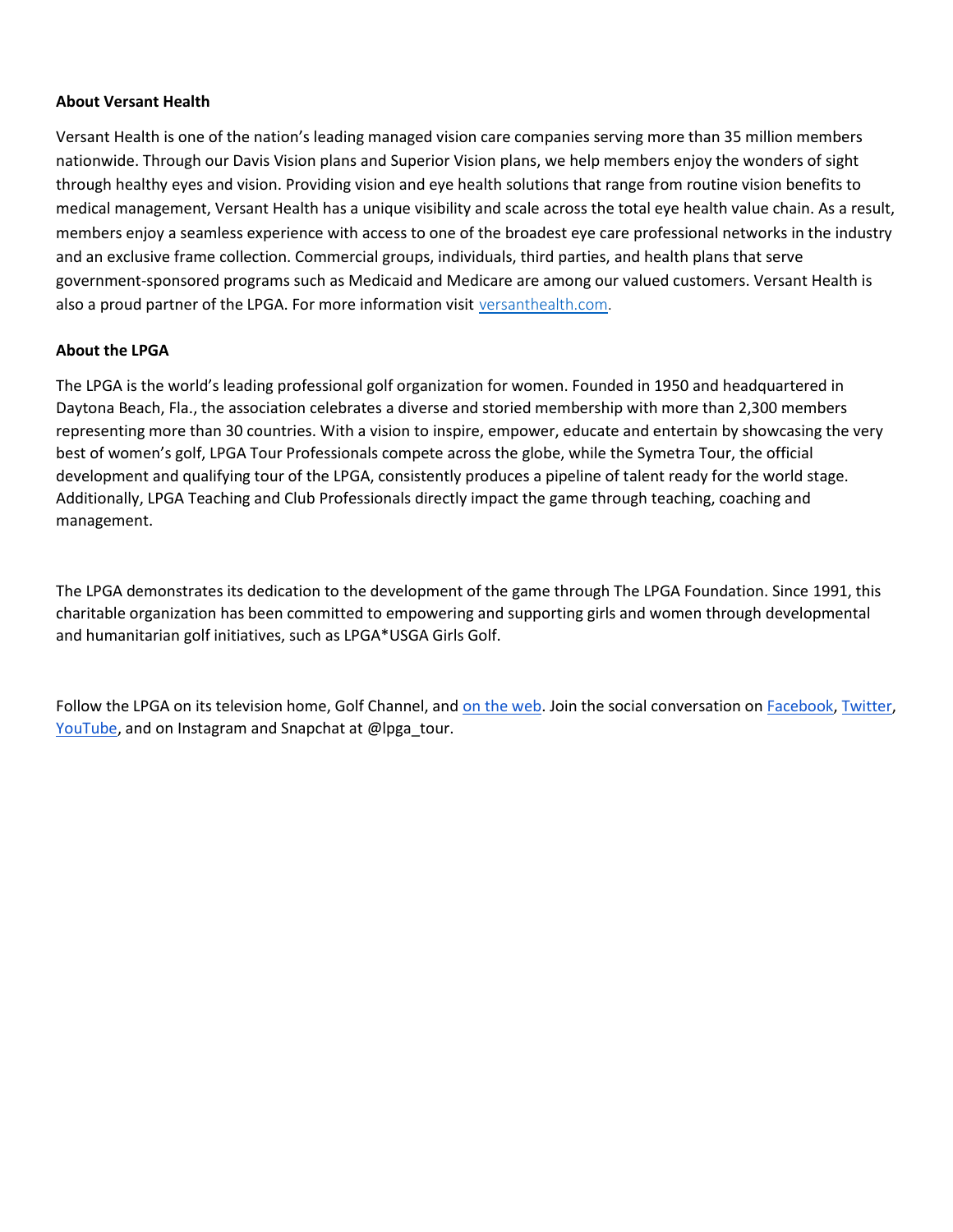**About Versant Health**

Versant Health is one of the nation's leading managed vision care companies serving more than 35 million members nationwide. Through our Davis Vision plans and Superior Vision plans, we help members enjoy the wonders of sight through healthy eyes and vision. Providing vision and eye health solutions that range from routine vision benefits to medical management, Versant Health has a unique visibility and scale across the total eye health value chain. As a result, members enjoy a seamless experience with access to one of the broadest eye care professional networks in the industry and an exclusive frame collection. Commercial groups, individuals, third parties, and health plans that serve government-sponsored programs such as Medicaid and Medicare are among our valued customers. Versant Health is also a proud partner of the LPGA. For more information visit versanthealth.com.

**About the LPGA**

The LPGA is the world's leading professional golf organization for women. Founded in 1950 and headquartered in Daytona Beach, Fla., the association celebrates a diverse and storied membership with more than 2,300 members representing more than 30 countries. With a vision to inspire, empower, educate and entertain by showcasing the very best of women's golf, LPGA Tour Professionals compete across the globe, while the Symetra Tour, the official development and qualifying tour of the LPGA, consistently produces a pipeline of talent ready for the world stage. Additionally, LPGA Teaching and Club Professionals directly impact the game through teaching, coaching and management.

The LPGA demonstrates its dedication to the development of the game through The LPGA Foundation. Since 1991, this charitable organization has been committed to empowering and supporting girls and women through developmental and humanitarian golf initiatives, such as LPGA*USGA Girls Golf.

Follow the LPGA on its television home, Golf Channel, and on the web. Join the social conversation on Facebook, Twitter, YouTube, and on Instagram and Snapchat at @lpga_tour.